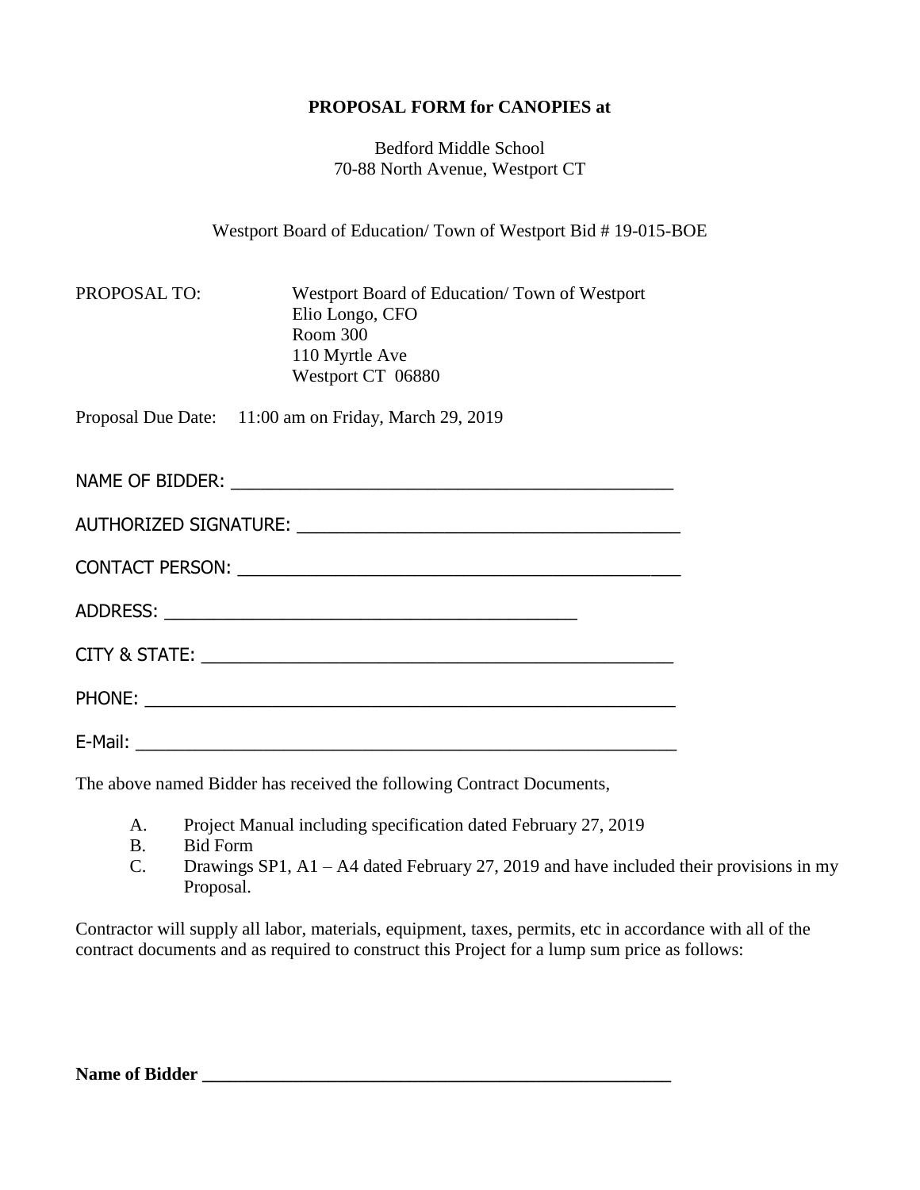**PROPOSAL FORM for CANOPIES at**

Bedford Middle School
70-88 North Avenue, Westport CT

Westport Board of Education/ Town of Westport Bid # 19-015-BOE

PROPOSAL TO: Westport Board of Education/ Town of Westport
Elio Longo, CFO
Room 300
110 Myrtle Ave
Westport CT 06880

Proposal Due Date: 11:00 am on Friday, March 29, 2019

NAME OF BIDDER: _______________________________________________

AUTHORIZED SIGNATURE: _________________________________________

CONTACT PERSON: ______________________________________________

ADDRESS: ___________________________________________

CITY & STATE: _________________________________________________

PHONE: ________________________________________________________

E-Mail: ________________________________________________________

The above named Bidder has received the following Contract Documents,

A. Project Manual including specification dated February 27, 2019
B. Bid Form
C. Drawings SP1, A1 – A4 dated February 27, 2019 and have included their provisions in my Proposal.

Contractor will supply all labor, materials, equipment, taxes, permits, etc in accordance with all of the contract documents and as required to construct this Project for a lump sum price as follows:

**Name of Bidder _______________________________________________**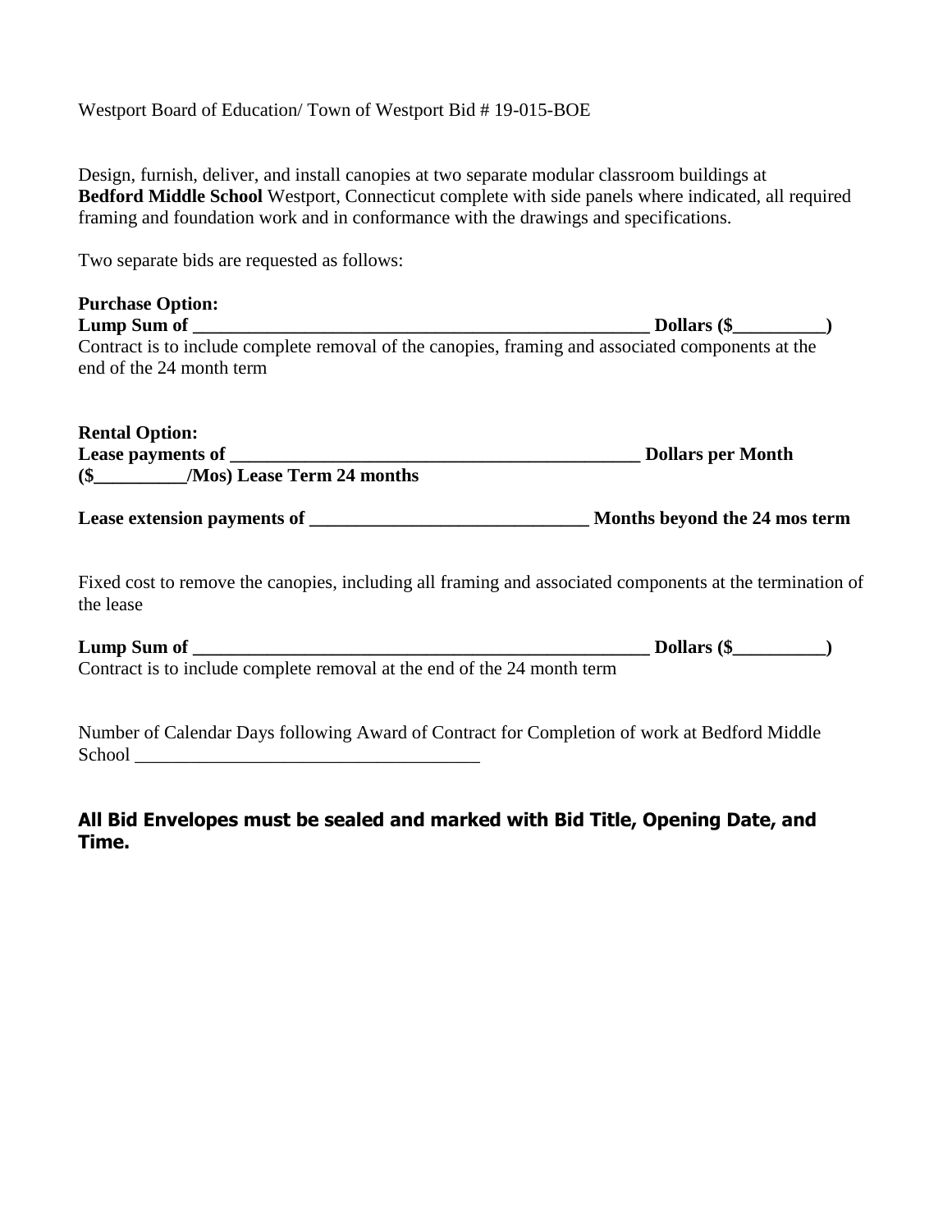Westport Board of Education/ Town of Westport Bid # 19-015-BOE

Design, furnish, deliver, and install canopies at two separate modular classroom buildings at **Bedford Middle School** Westport, Connecticut complete with side panels where indicated, all required framing and foundation work and in conformance with the drawings and specifications.

Two separate bids are requested as follows:

**Purchase Option:**
**Lump Sum of ____________________________________________________ Dollars ($__________)**
Contract is to include complete removal of the canopies, framing and associated components at the end of the 24 month term

**Rental Option:**
**Lease payments of ______________________________________________ Dollars per Month ($__________/Mos) Lease Term 24 months**

**Lease extension payments of ______________________________ Months beyond the 24 mos term**

Fixed cost to remove the canopies, including all framing and associated components at the termination of the lease

**Lump Sum of ____________________________________________________ Dollars ($__________)**
Contract is to include complete removal at the end of the 24 month term

Number of Calendar Days following Award of Contract for Completion of work at Bedford Middle School _____________________________________

**All Bid Envelopes must be sealed and marked with Bid Title, Opening Date, and Time.**